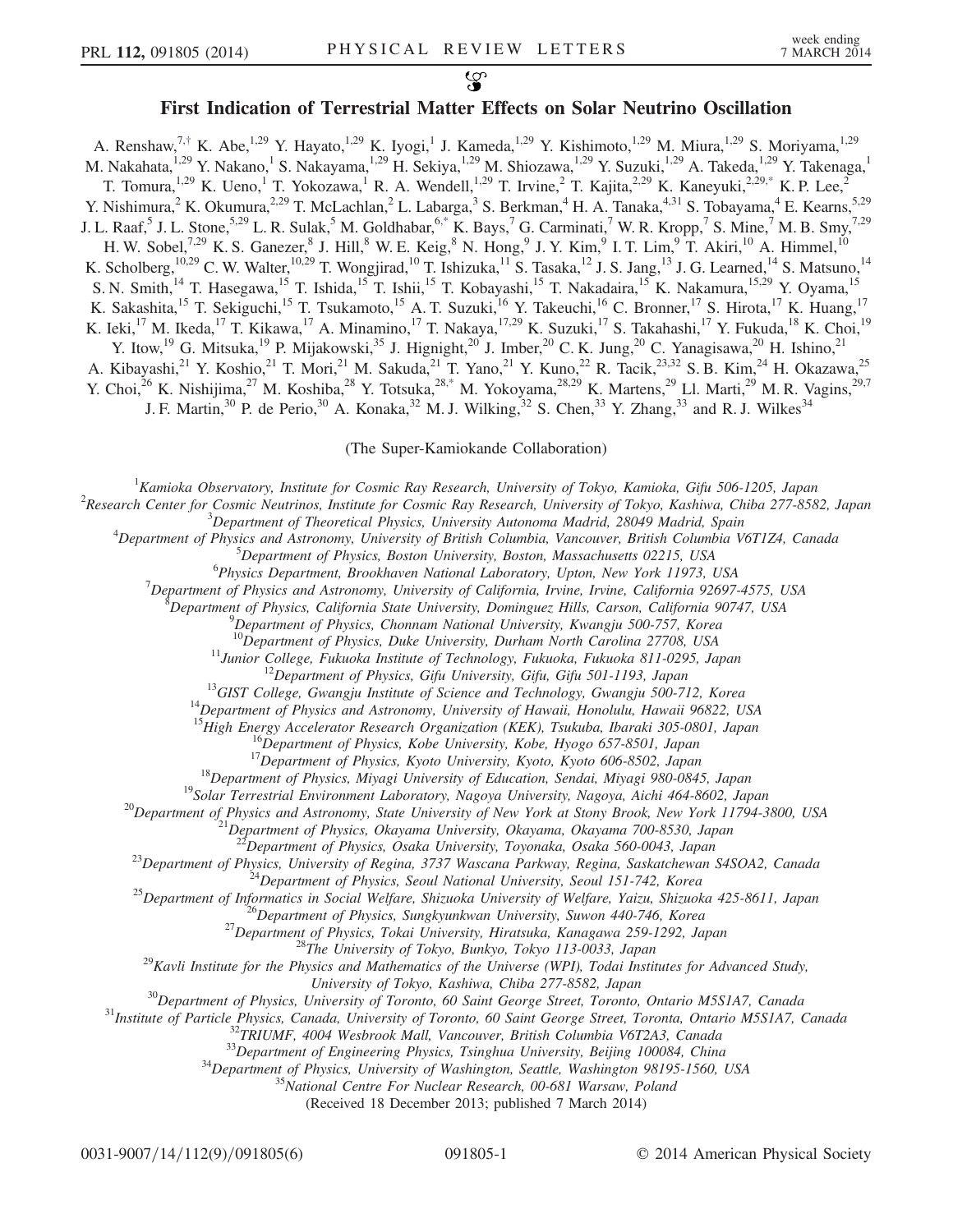# First Indication of Terrestrial Matter Effects on Solar Neutrino Oscillation

A. Renshaw,[7,†] K. Abe,[1,29] Y. Hayato,[1,29] K. Iyogi,[1] J. Kameda,[1,29] Y. Kishimoto,[1,29] M. Miura,[1,29] S. Moriyama,[1,29] M. Nakahata,[1,29] Y. Nakano,[1] S. Nakayama,[1,29] H. Sekiya,[1,29] M. Shiozawa,[1,29] Y. Suzuki,[1,29] A. Takeda,[1,29] Y. Takenaga,[1] T. Tomura,[1,29] K. Ueno,[1] T. Yokozawa,[1] R. A. Wendell,[1,29] T. Irvine,[2] T. Kajita,[2,29] K. Kaneyuki,[2,29,*] K. P. Lee,[2] Y. Nishimura,[2] K. Okumura,[2,29] T. McLachlan,[2] L. Labarga,[3] S. Berkman,[4] H. A. Tanaka,[4,31] S. Tobayama,[4] E. Kearns,[5,29] J. L. Raaf,[5] J. L. Stone,[5,29] L. R. Sulak,[5] M. Goldhabar,[6,*] K. Bays,[7] G. Carminati,[7] W. R. Kropp,[7] S. Mine,[7] M. B. Smy,[7,29] H. W. Sobel,[7,29] K. S. Ganezer,[8] J. Hill,[8] W. E. Keig,[8] N. Hong,[9] J. Y. Kim,[9] I. T. Lim,[9] T. Akiri,[10] A. Himmel,[10] K. Scholberg,[10,29] C. W. Walter,[10,29] T. Wongjirad,[10] T. Ishizuka,[11] S. Tasaka,[12] J. S. Jang,[13] J. G. Learned,[14] S. Matsuno,[14] S. N. Smith,[14] T. Hasegawa,[15] T. Ishida,[15] T. Ishii,[15] T. Kobayashi,[15] T. Nakadaira,[15] K. Nakamura,[15,29] Y. Oyama,[15] K. Sakashita,[15] T. Sekiguchi,[15] T. Tsukamoto,[15] A. T. Suzuki,[16] Y. Takeuchi,[16] C. Bronner,[17] S. Hirota,[17] K. Huang,[17] K. Ieki,[17] M. Ikeda,[17] T. Kikawa,[17] A. Minamino,[17] T. Nakaya,[17,29] K. Suzuki,[17] S. Takahashi,[17] Y. Fukuda,[18] K. Choi,[19] Y. Itow,[19] G. Mitsuka,[19] P. Mijakowski,[35] J. Hignight,[20] J. Imber,[20] C. K. Jung,[20] C. Yanagisawa,[20] H. Ishino,[21] A. Kibayashi,[21] Y. Koshio,[21] T. Mori,[21] M. Sakuda,[21] T. Yano,[21] Y. Kuno,[22] R. Tacik,[23,32] S. B. Kim,[24] H. Okazawa,[25] Y. Choi,[26] K. Nishijima,[27] M. Koshiba,[28] Y. Totsuka,[28,*] M. Yokoyama,[28,29] K. Martens,[29] Ll. Marti,[29] M. R. Vagins,[29,7] J. F. Martin,[30] P. de Perio,[30] A. Konaka,[32] M. J. Wilking,[32] S. Chen,[33] Y. Zhang,[33] and R. J. Wilkes[34]

(The Super-Kamiokande Collaboration)

[1]Kamioka Observatory, Institute for Cosmic Ray Research, University of Tokyo, Kamioka, Gifu 506-1205, Japan
[2]Research Center for Cosmic Neutrinos, Institute for Cosmic Ray Research, University of Tokyo, Kashiwa, Chiba 277-8582, Japan
[3]Department of Theoretical Physics, University Autonoma Madrid, 28049 Madrid, Spain
[4]Department of Physics and Astronomy, University of British Columbia, Vancouver, British Columbia V6T1Z4, Canada
[5]Department of Physics, Boston University, Boston, Massachusetts 02215, USA
[6]Physics Department, Brookhaven National Laboratory, Upton, New York 11973, USA
[7]Department of Physics and Astronomy, University of California, Irvine, Irvine, California 92697-4575, USA
[8]Department of Physics, California State University, Dominguez Hills, Carson, California 90747, USA
[9]Department of Physics, Chonnam National University, Kwangju 500-757, Korea
[10]Department of Physics, Duke University, Durham North Carolina 27708, USA
[11]Junior College, Fukuoka Institute of Technology, Fukuoka, Fukuoka 811-0295, Japan
[12]Department of Physics, Gifu University, Gifu, Gifu 501-1193, Japan
[13]GIST College, Gwangju Institute of Science and Technology, Gwangju 500-712, Korea
[14]Department of Physics and Astronomy, University of Hawaii, Honolulu, Hawaii 96822, USA
[15]High Energy Accelerator Research Organization (KEK), Tsukuba, Ibaraki 305-0801, Japan
[16]Department of Physics, Kobe University, Kobe, Hyogo 657-8501, Japan
[17]Department of Physics, Kyoto University, Kyoto, Kyoto 606-8502, Japan
[18]Department of Physics, Miyagi University of Education, Sendai, Miyagi 980-0845, Japan
[19]Solar Terrestrial Environment Laboratory, Nagoya University, Nagoya, Aichi 464-8602, Japan
[20]Department of Physics and Astronomy, State University of New York at Stony Brook, New York 11794-3800, USA
[21]Department of Physics, Okayama University, Okayama, Okayama 700-8530, Japan
[22]Department of Physics, Osaka University, Toyonaka, Osaka 560-0043, Japan
[23]Department of Physics, University of Regina, 3737 Wascana Parkway, Regina, Saskatchewan S4SOA2, Canada
[24]Department of Physics, Seoul National University, Seoul 151-742, Korea
[25]Department of Informatics in Social Welfare, Shizuoka University of Welfare, Yaizu, Shizuoka 425-8611, Japan
[26]Department of Physics, Sungkyunkwan University, Suwon 440-746, Korea
[27]Department of Physics, Tokai University, Hiratsuka, Kanagawa 259-1292, Japan
[28]The University of Tokyo, Bunkyo, Tokyo 113-0033, Japan
[29]Kavli Institute for the Physics and Mathematics of the Universe (WPI), Todai Institutes for Advanced Study, University of Tokyo, Kashiwa, Chiba 277-8582, Japan
[30]Department of Physics, University of Toronto, 60 Saint George Street, Toronto, Ontario M5S1A7, Canada
[31]Institute of Particle Physics, Canada, University of Toronto, 60 Saint George Street, Toronta, Ontario M5S1A7, Canada
[32]TRIUMF, 4004 Wesbrook Mall, Vancouver, British Columbia V6T2A3, Canada
[33]Department of Engineering Physics, Tsinghua University, Beijing 100084, China
[34]Department of Physics, University of Washington, Seattle, Washington 98195-1560, USA
[35]National Centre For Nuclear Research, 00-681 Warsaw, Poland

(Received 18 December 2013; published 7 March 2014)

0031-9007/14/112(9)/091805(6) © 2014 American Physical Society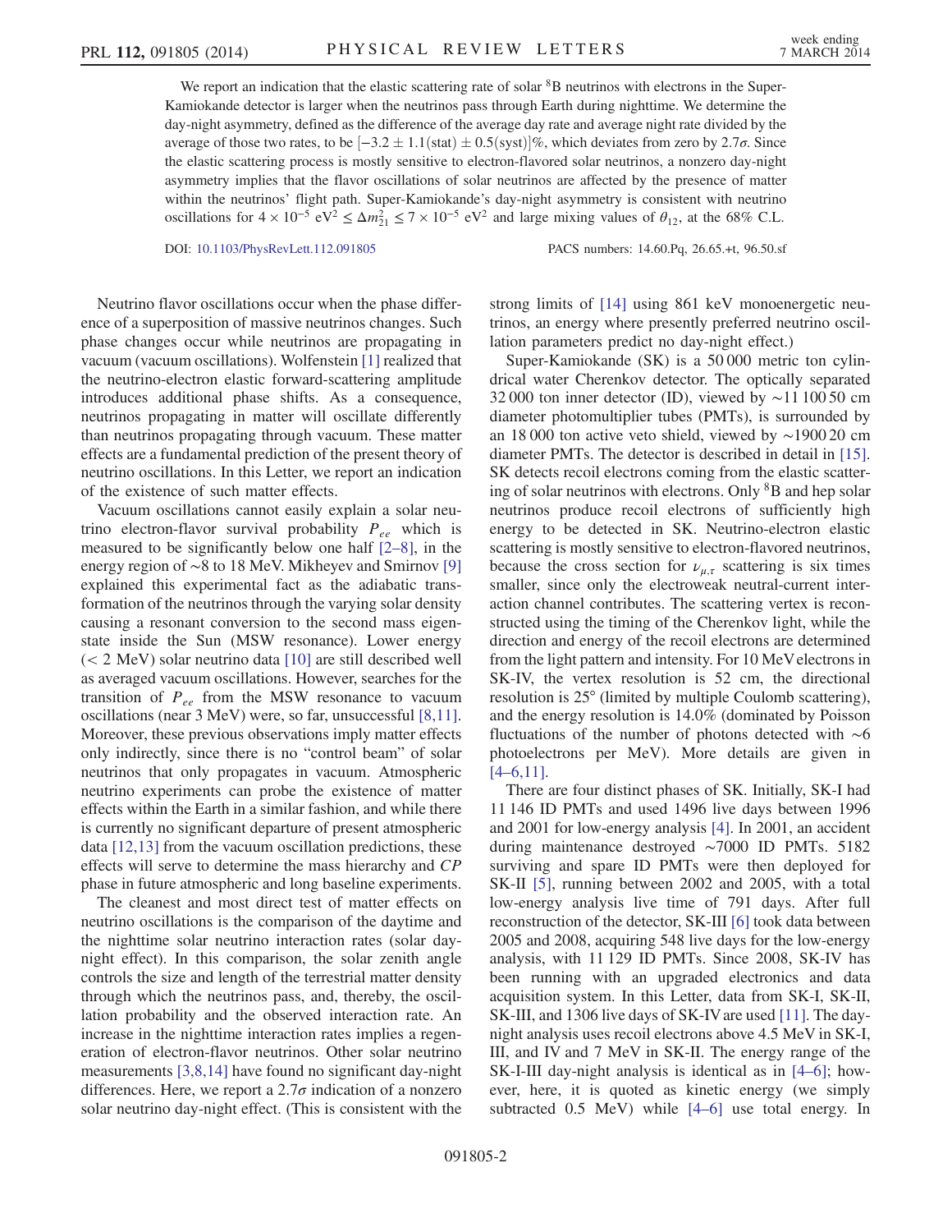We report an indication that the elastic scattering rate of solar $^8$B neutrinos with electrons in the Super-Kamiokande detector is larger when the neutrinos pass through Earth during nighttime. We determine the day-night asymmetry, defined as the difference of the average day rate and average night rate divided by the average of those two rates, to be $[-3.2 \pm 1.1(\mathrm{stat}) \pm 0.5(\mathrm{syst})]\%$, which deviates from zero by $2.7\sigma$. Since the elastic scattering process is mostly sensitive to electron-flavored solar neutrinos, a nonzero day-night asymmetry implies that the flavor oscillations of solar neutrinos are affected by the presence of matter within the neutrinos' flight path. Super-Kamiokande's day-night asymmetry is consistent with neutrino oscillations for $4 \times 10^{-5}\ \mathrm{eV}^2 \leq \Delta m^2_{21} \leq 7 \times 10^{-5}\ \mathrm{eV}^2$ and large mixing values of $\theta_{12}$, at the 68% C.L.

DOI: 10.1103/PhysRevLett.112.091805 PACS numbers: 14.60.Pq, 26.65.+t, 96.50.sf

Neutrino flavor oscillations occur when the phase difference of a superposition of massive neutrinos changes. Such phase changes occur while neutrinos are propagating in vacuum (vacuum oscillations). Wolfenstein [1] realized that the neutrino-electron elastic forward-scattering amplitude introduces additional phase shifts. As a consequence, neutrinos propagating in matter will oscillate differently than neutrinos propagating through vacuum. These matter effects are a fundamental prediction of the present theory of neutrino oscillations. In this Letter, we report an indication of the existence of such matter effects.

Vacuum oscillations cannot easily explain a solar neutrino electron-flavor survival probability $P_{ee}$ which is measured to be significantly below one half [2–8], in the energy region of ~8 to 18 MeV. Mikheyev and Smirnov [9] explained this experimental fact as the adiabatic transformation of the neutrinos through the varying solar density causing a resonant conversion to the second mass eigenstate inside the Sun (MSW resonance). Lower energy (< 2 MeV) solar neutrino data [10] are still described well as averaged vacuum oscillations. However, searches for the transition of $P_{ee}$ from the MSW resonance to vacuum oscillations (near 3 MeV) were, so far, unsuccessful [8,11]. Moreover, these previous observations imply matter effects only indirectly, since there is no "control beam" of solar neutrinos that only propagates in vacuum. Atmospheric neutrino experiments can probe the existence of matter effects within the Earth in a similar fashion, and while there is currently no significant departure of present atmospheric data [12,13] from the vacuum oscillation predictions, these effects will serve to determine the mass hierarchy and *CP* phase in future atmospheric and long baseline experiments.

The cleanest and most direct test of matter effects on neutrino oscillations is the comparison of the daytime and the nighttime solar neutrino interaction rates (solar day-night effect). In this comparison, the solar zenith angle controls the size and length of the terrestrial matter density through which the neutrinos pass, and, thereby, the oscillation probability and the observed interaction rate. An increase in the nighttime interaction rates implies a regeneration of electron-flavor neutrinos. Other solar neutrino measurements [3,8,14] have found no significant day-night differences. Here, we report a $2.7\sigma$ indication of a nonzero solar neutrino day-night effect. (This is consistent with the strong limits of [14] using 861 keV monoenergetic neutrinos, an energy where presently preferred neutrino oscillation parameters predict no day-night effect.)

Super-Kamiokande (SK) is a 50 000 metric ton cylindrical water Cherenkov detector. The optically separated 32 000 ton inner detector (ID), viewed by ~11 100 50 cm diameter photomultiplier tubes (PMTs), is surrounded by an 18 000 ton active veto shield, viewed by ~1900 20 cm diameter PMTs. The detector is described in detail in [15]. SK detects recoil electrons coming from the elastic scattering of solar neutrinos with electrons. Only $^8$B and hep solar neutrinos produce recoil electrons of sufficiently high energy to be detected in SK. Neutrino-electron elastic scattering is mostly sensitive to electron-flavored neutrinos, because the cross section for $\nu_{\mu,\tau}$ scattering is six times smaller, since only the electroweak neutral-current interaction channel contributes. The scattering vertex is reconstructed using the timing of the Cherenkov light, while the direction and energy of the recoil electrons are determined from the light pattern and intensity. For 10 MeV electrons in SK-IV, the vertex resolution is 52 cm, the directional resolution is 25° (limited by multiple Coulomb scattering), and the energy resolution is 14.0% (dominated by Poisson fluctuations of the number of photons detected with ~6 photoelectrons per MeV). More details are given in [4–6,11].

There are four distinct phases of SK. Initially, SK-I had 11 146 ID PMTs and used 1496 live days between 1996 and 2001 for low-energy analysis [4]. In 2001, an accident during maintenance destroyed ~7000 ID PMTs. 5182 surviving and spare ID PMTs were then deployed for SK-II [5], running between 2002 and 2005, with a total low-energy analysis live time of 791 days. After full reconstruction of the detector, SK-III [6] took data between 2005 and 2008, acquiring 548 live days for the low-energy analysis, with 11 129 ID PMTs. Since 2008, SK-IV has been running with an upgraded electronics and data acquisition system. In this Letter, data from SK-I, SK-II, SK-III, and 1306 live days of SK-IV are used [11]. The day-night analysis uses recoil electrons above 4.5 MeV in SK-I, III, and IV and 7 MeV in SK-II. The energy range of the SK-I-III day-night analysis is identical as in [4–6]; however, here, it is quoted as kinetic energy (we simply subtracted 0.5 MeV) while [4–6] use total energy. In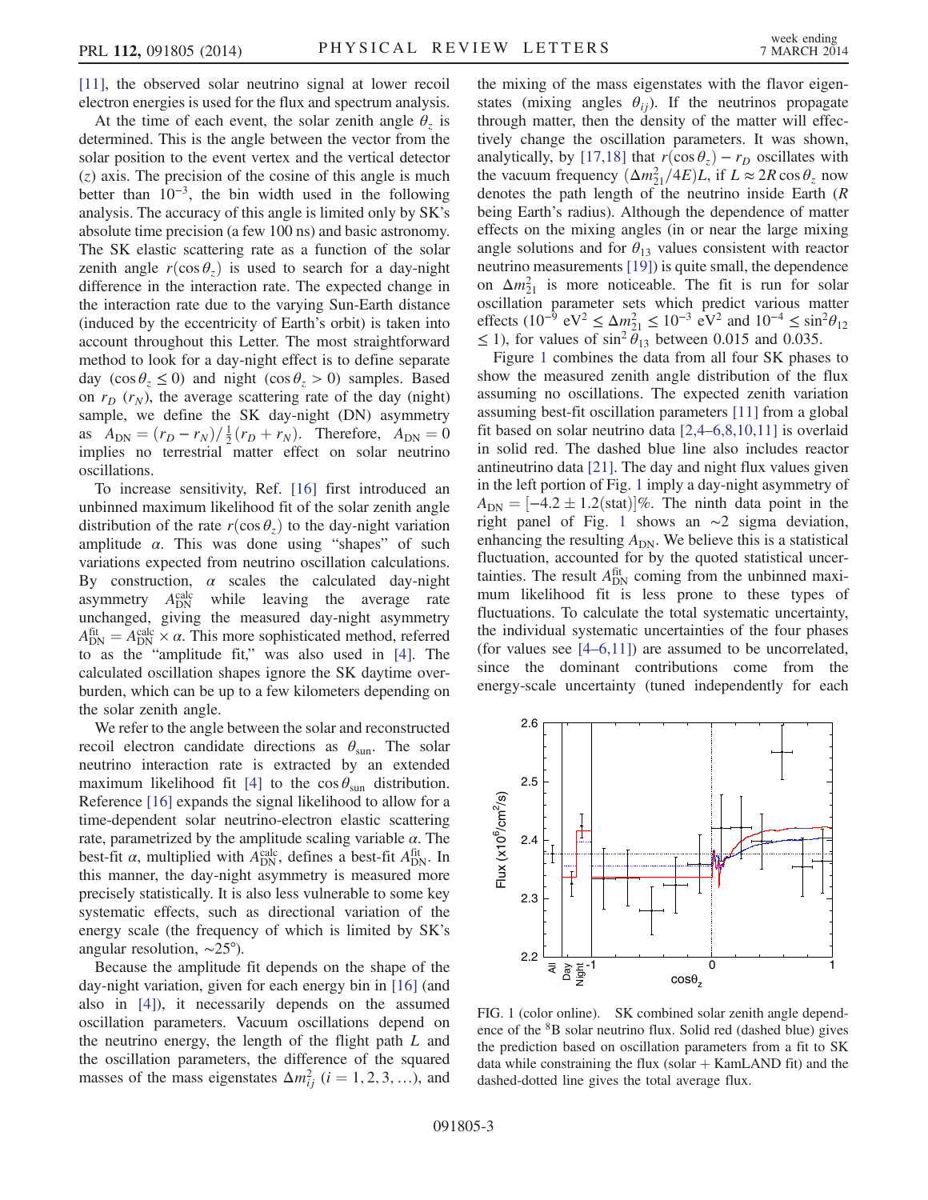[11], the observed solar neutrino signal at lower recoil electron energies is used for the flux and spectrum analysis.

At the time of each event, the solar zenith angle $\theta_z$ is determined. This is the angle between the vector from the solar position to the event vertex and the vertical detector ($z$) axis. The precision of the cosine of this angle is much better than $10^{-3}$, the bin width used in the following analysis. The accuracy of this angle is limited only by SK's absolute time precision (a few 100 ns) and basic astronomy. The SK elastic scattering rate as a function of the solar zenith angle $r(\cos\theta_z)$ is used to search for a day-night difference in the interaction rate. The expected change in the interaction rate due to the varying Sun-Earth distance (induced by the eccentricity of Earth's orbit) is taken into account throughout this Letter. The most straightforward method to look for a day-night effect is to define separate day ($\cos\theta_z \leq 0$) and night ($\cos\theta_z > 0$) samples. Based on $r_D$ ($r_N$), the average scattering rate of the day (night) sample, we define the SK day-night (DN) asymmetry as $A_{\rm DN} = (r_D - r_N)/\frac{1}{2}(r_D + r_N)$. Therefore, $A_{\rm DN} = 0$ implies no terrestrial matter effect on solar neutrino oscillations.

To increase sensitivity, Ref. [16] first introduced an unbinned maximum likelihood fit of the solar zenith angle distribution of the rate $r(\cos\theta_z)$ to the day-night variation amplitude $\alpha$. This was done using "shapes" of such variations expected from neutrino oscillation calculations. By construction, $\alpha$ scales the calculated day-night asymmetry $A_{\rm DN}^{\rm calc}$ while leaving the average rate unchanged, giving the measured day-night asymmetry $A_{\rm DN}^{\rm fit} = A_{\rm DN}^{\rm calc} \times \alpha$. This more sophisticated method, referred to as the "amplitude fit," was also used in [4]. The calculated oscillation shapes ignore the SK daytime overburden, which can be up to a few kilometers depending on the solar zenith angle.

We refer to the angle between the solar and reconstructed recoil electron candidate directions as $\theta_{\rm sun}$. The solar neutrino interaction rate is extracted by an extended maximum likelihood fit [4] to the $\cos\theta_{\rm sun}$ distribution. Reference [16] expands the signal likelihood to allow for a time-dependent solar neutrino-electron elastic scattering rate, parametrized by the amplitude scaling variable $\alpha$. The best-fit $\alpha$, multiplied with $A_{\rm DN}^{\rm calc}$, defines a best-fit $A_{\rm DN}^{\rm fit}$. In this manner, the day-night asymmetry is measured more precisely statistically. It is also less vulnerable to some key systematic effects, such as directional variation of the energy scale (the frequency of which is limited by SK's angular resolution, $\sim 25°$).

Because the amplitude fit depends on the shape of the day-night variation, given for each energy bin in [16] (and also in [4]), it necessarily depends on the assumed oscillation parameters. Vacuum oscillations depend on the neutrino energy, the length of the flight path $L$ and the oscillation parameters, the difference of the squared masses of the mass eigenstates $\Delta m_{ij}^2$ ($i = 1, 2, 3, \ldots$), and the mixing of the mass eigenstates with the flavor eigenstates (mixing angles $\theta_{ij}$). If the neutrinos propagate through matter, then the density of the matter will effectively change the oscillation parameters. It was shown, analytically, by [17,18] that $r(\cos\theta_z) - r_D$ oscillates with the vacuum frequency $(\Delta m_{21}^2/4E)L$, if $L \approx 2R\cos\theta_z$ now denotes the path length of the neutrino inside Earth ($R$ being Earth's radius). Although the dependence of matter effects on the mixing angles (in or near the large mixing angle solutions and for $\theta_{13}$ values consistent with reactor neutrino measurements [19]) is quite small, the dependence on $\Delta m_{21}^2$ is more noticeable. The fit is run for solar oscillation parameter sets which predict various matter effects ($10^{-9}$ eV$^2 \leq \Delta m_{21}^2 \leq 10^{-3}$ eV$^2$ and $10^{-4} \leq \sin^2\theta_{12} \leq 1$), for values of $\sin^2\theta_{13}$ between 0.015 and 0.035.

Figure 1 combines the data from all four SK phases to show the measured zenith angle distribution of the flux assuming no oscillations. The expected zenith variation assuming best-fit oscillation parameters [11] from a global fit based on solar neutrino data [2,4–6,8,10,11] is overlaid in solid red. The dashed blue line also includes reactor antineutrino data [21]. The day and night flux values given in the left portion of Fig. 1 imply a day-night asymmetry of $A_{\rm DN} = [-4.2 \pm 1.2({\rm stat})]\%$. The ninth data point in the right panel of Fig. 1 shows an $\sim 2$ sigma deviation, enhancing the resulting $A_{\rm DN}$. We believe this is a statistical fluctuation, accounted for by the quoted statistical uncertainties. The result $A_{\rm DN}^{\rm fit}$ coming from the unbinned maximum likelihood fit is less prone to these types of fluctuations. To calculate the total systematic uncertainty, the individual systematic uncertainties of the four phases (for values see [4–6,11]) are assumed to be uncorrelated, since the dominant contributions come from the energy-scale uncertainty (tuned independently for each

FIG. 1 (color online). SK combined solar zenith angle dependence of the $^8$B solar neutrino flux. Solid red (dashed blue) gives the prediction based on oscillation parameters from a fit to SK data while constraining the flux (solar + KamLAND fit) and the dashed-dotted line gives the total average flux.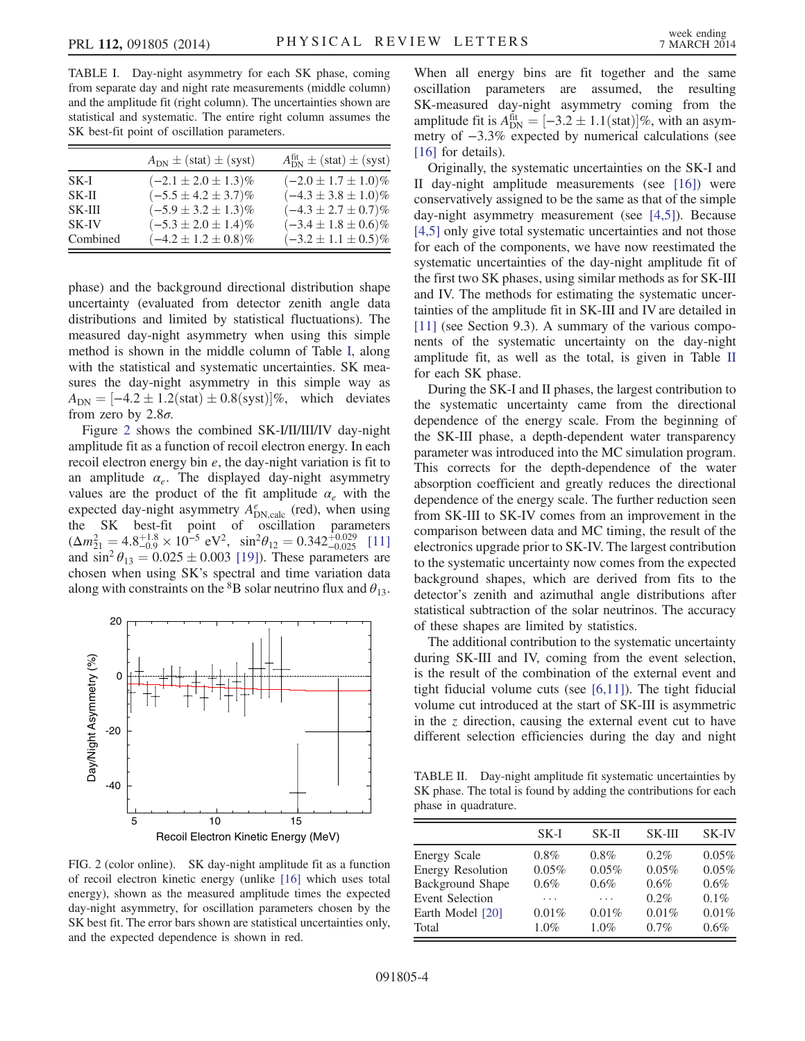TABLE I. Day-night asymmetry for each SK phase, coming from separate day and night rate measurements (middle column) and the amplitude fit (right column). The uncertainties shown are statistical and systematic. The entire right column assumes the SK best-fit point of oscillation parameters.

| | $A_{\rm DN} \pm ({\rm stat}) \pm ({\rm syst})$ | $A^{\rm fit}_{\rm DN} \pm ({\rm stat}) \pm ({\rm syst})$ |
|---|---|---|
| SK-I | $(-2.1 \pm 2.0 \pm 1.3)\%$ | $(-2.0 \pm 1.7 \pm 1.0)\%$ |
| SK-II | $(-5.5 \pm 4.2 \pm 3.7)\%$ | $(-4.3 \pm 3.8 \pm 1.0)\%$ |
| SK-III | $(-5.9 \pm 3.2 \pm 1.3)\%$ | $(-4.3 \pm 2.7 \pm 0.7)\%$ |
| SK-IV | $(-5.3 \pm 2.0 \pm 1.4)\%$ | $(-3.4 \pm 1.8 \pm 0.6)\%$ |
| Combined | $(-4.2 \pm 1.2 \pm 0.8)\%$ | $(-3.2 \pm 1.1 \pm 0.5)\%$ |

phase) and the background directional distribution shape uncertainty (evaluated from detector zenith angle data distributions and limited by statistical fluctuations). The measured day-night asymmetry when using this simple method is shown in the middle column of Table I, along with the statistical and systematic uncertainties. SK measures the day-night asymmetry in this simple way as $A_{\rm DN} = [-4.2 \pm 1.2({\rm stat}) \pm 0.8({\rm syst})]\%$, which deviates from zero by $2.8\sigma$.

Figure 2 shows the combined SK-I/II/III/IV day-night amplitude fit as a function of recoil electron energy. In each recoil electron energy bin $e$, the day-night variation is fit to an amplitude $\alpha_e$. The displayed day-night asymmetry values are the product of the fit amplitude $\alpha_e$ with the expected day-night asymmetry $A^e_{\rm DN,calc}$ (red), when using the SK best-fit point of oscillation parameters ($\Delta m^2_{21} = 4.8^{+1.8}_{-0.9} \times 10^{-5}$ eV$^2$, $\sin^2\theta_{12} = 0.342^{+0.029}_{-0.025}$ [11] and $\sin^2\theta_{13} = 0.025 \pm 0.003$ [19]). These parameters are chosen when using SK's spectral and time variation data along with constraints on the $^8$B solar neutrino flux and $\theta_{13}$.

FIG. 2 (color online). SK day-night amplitude fit as a function of recoil electron kinetic energy (unlike [16] which uses total energy), shown as the measured amplitude times the expected day-night asymmetry, for oscillation parameters chosen by the SK best fit. The error bars shown are statistical uncertainties only, and the expected dependence is shown in red.

When all energy bins are fit together and the same oscillation parameters are assumed, the resulting SK-measured day-night asymmetry coming from the amplitude fit is $A^{\rm fit}_{\rm DN} = [-3.2 \pm 1.1({\rm stat})]\%$, with an asymmetry of $-3.3\%$ expected by numerical calculations (see [16] for details).

Originally, the systematic uncertainties on the SK-I and II day-night amplitude measurements (see [16]) were conservatively assigned to be the same as that of the simple day-night asymmetry measurement (see [4,5]). Because [4,5] only give total systematic uncertainties and not those for each of the components, we have now reestimated the systematic uncertainties of the day-night amplitude fit of the first two SK phases, using similar methods as for SK-III and IV. The methods for estimating the systematic uncertainties of the amplitude fit in SK-III and IV are detailed in [11] (see Section 9.3). A summary of the various components of the systematic uncertainty on the day-night amplitude fit, as well as the total, is given in Table II for each SK phase.

During the SK-I and II phases, the largest contribution to the systematic uncertainty came from the directional dependence of the energy scale. From the beginning of the SK-III phase, a depth-dependent water transparency parameter was introduced into the MC simulation program. This corrects for the depth-dependence of the water absorption coefficient and greatly reduces the directional dependence of the energy scale. The further reduction seen from SK-III to SK-IV comes from an improvement in the comparison between data and MC timing, the result of the electronics upgrade prior to SK-IV. The largest contribution to the systematic uncertainty now comes from the expected background shapes, which are derived from fits to the detector's zenith and azimuthal angle distributions after statistical subtraction of the solar neutrinos. The accuracy of these shapes are limited by statistics.

The additional contribution to the systematic uncertainty during SK-III and IV, coming from the event selection, is the result of the combination of the external event and tight fiducial volume cuts (see [6,11]). The tight fiducial volume cut introduced at the start of SK-III is asymmetric in the $z$ direction, causing the external event cut to have different selection efficiencies during the day and night

TABLE II. Day-night amplitude fit systematic uncertainties by SK phase. The total is found by adding the contributions for each phase in quadrature.

| | SK-I | SK-II | SK-III | SK-IV |
|---|---|---|---|---|
| Energy Scale | 0.8% | 0.8% | 0.2% | 0.05% |
| Energy Resolution | 0.05% | 0.05% | 0.05% | 0.05% |
| Background Shape | 0.6% | 0.6% | 0.6% | 0.6% |
| Event Selection | ⋯ | ⋯ | 0.2% | 0.1% |
| Earth Model [20] | 0.01% | 0.01% | 0.01% | 0.01% |
| Total | 1.0% | 1.0% | 0.7% | 0.6% |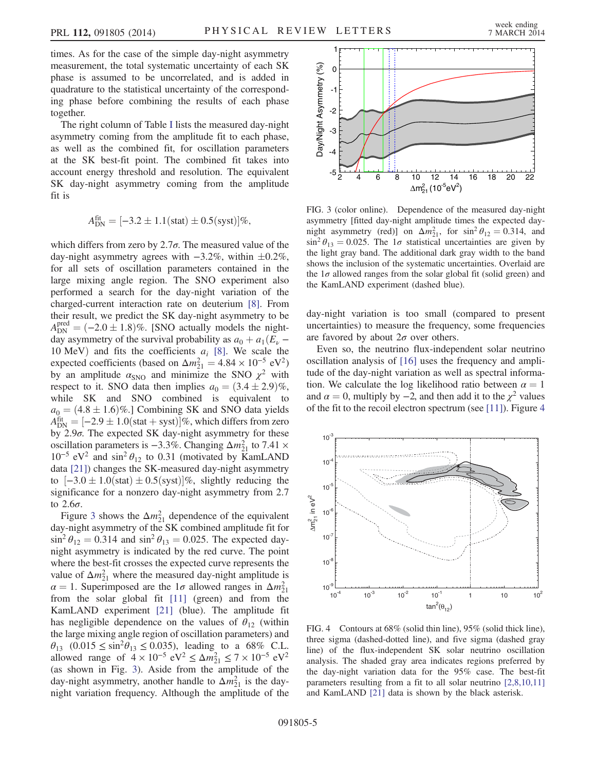times. As for the case of the simple day-night asymmetry measurement, the total systematic uncertainty of each SK phase is assumed to be uncorrelated, and is added in quadrature to the statistical uncertainty of the corresponding phase before combining the results of each phase together.

The right column of Table I lists the measured day-night asymmetry coming from the amplitude fit to each phase, as well as the combined fit, for oscillation parameters at the SK best-fit point. The combined fit takes into account energy threshold and resolution. The equivalent SK day-night asymmetry coming from the amplitude fit is

$$A_{\rm DN}^{\rm fit} = [-3.2 \pm 1.1({\rm stat}) \pm 0.5({\rm syst})]\%,$$

which differs from zero by $2.7\sigma$. The measured value of the day-night asymmetry agrees with $-3.2\%$, within $\pm 0.2\%$, for all sets of oscillation parameters contained in the large mixing angle region. The SNO experiment also performed a search for the day-night variation of the charged-current interaction rate on deuterium [8]. From their result, we predict the SK day-night asymmetry to be $A_{\rm DN}^{\rm pred} = (-2.0 \pm 1.8)\%$. [SNO actually models the night-day asymmetry of the survival probability as $a_0 + a_1(E_\nu - 10\ {\rm MeV})$ and fits the coefficients $a_i$ [8]. We scale the expected coefficients (based on $\Delta m^2_{21} = 4.84 \times 10^{-5}\ {\rm eV}^2$) by an amplitude $\alpha_{\rm SNO}$ and minimize the SNO $\chi^2$ with respect to it. SNO data then implies $a_0 = (3.4 \pm 2.9)\%$, while SK and SNO combined is equivalent to $a_0 = (4.8 \pm 1.6)\%$.] Combining SK and SNO data yields $A_{\rm DN}^{\rm fit} = [-2.9 \pm 1.0({\rm stat} + {\rm syst})]\%$, which differs from zero by $2.9\sigma$. The expected SK day-night asymmetry for these oscillation parameters is $-3.3\%$. Changing $\Delta m^2_{21}$ to $7.41 \times 10^{-5}\ {\rm eV}^2$ and $\sin^2\theta_{12}$ to 0.31 (motivated by KamLAND data [21]) changes the SK-measured day-night asymmetry to $[-3.0 \pm 1.0({\rm stat}) \pm 0.5({\rm syst})]\%$, slightly reducing the significance for a nonzero day-night asymmetry from 2.7 to $2.6\sigma$.

Figure 3 shows the $\Delta m^2_{21}$ dependence of the equivalent day-night asymmetry of the SK combined amplitude fit for $\sin^2\theta_{12} = 0.314$ and $\sin^2\theta_{13} = 0.025$. The expected day-night asymmetry is indicated by the red curve. The point where the best-fit crosses the expected curve represents the value of $\Delta m^2_{21}$ where the measured day-night amplitude is $\alpha = 1$. Superimposed are the $1\sigma$ allowed ranges in $\Delta m^2_{21}$ from the solar global fit [11] (green) and from the KamLAND experiment [21] (blue). The amplitude fit has negligible dependence on the values of $\theta_{12}$ (within the large mixing angle region of oscillation parameters) and $\theta_{13}$ $(0.015 \leq \sin^2\theta_{13} \leq 0.035)$, leading to a 68% C.L. allowed range of $4 \times 10^{-5}\ {\rm eV}^2 \leq \Delta m^2_{21} \leq 7 \times 10^{-5}\ {\rm eV}^2$ (as shown in Fig. 3). Aside from the amplitude of the day-night asymmetry, another handle to $\Delta m^2_{21}$ is the day-night variation frequency. Although the amplitude of the day-night variation is too small (compared to present uncertainties) to measure the frequency, some frequencies are favored by about $2\sigma$ over others.

FIG. 3 (color online). Dependence of the measured day-night asymmetry [fitted day-night amplitude times the expected day-night asymmetry (red)] on $\Delta m^2_{21}$, for $\sin^2\theta_{12} = 0.314$, and $\sin^2\theta_{13} = 0.025$. The $1\sigma$ statistical uncertainties are given by the light gray band. The additional dark gray width to the band shows the inclusion of the systematic uncertainties. Overlaid are the $1\sigma$ allowed ranges from the solar global fit (solid green) and the KamLAND experiment (dashed blue).

Even so, the neutrino flux-independent solar neutrino oscillation analysis of [16] uses the frequency and amplitude of the day-night variation as well as spectral information. We calculate the log likelihood ratio between $\alpha = 1$ and $\alpha = 0$, multiply by $-2$, and then add it to the $\chi^2$ values of the fit to the recoil electron spectrum (see [11]). Figure 4

FIG. 4 Contours at 68% (solid thin line), 95% (solid thick line), three sigma (dashed-dotted line), and five sigma (dashed gray line) of the flux-independent SK solar neutrino oscillation analysis. The shaded gray area indicates regions preferred by the day-night variation data for the 95% case. The best-fit parameters resulting from a fit to all solar neutrino [2,8,10,11] and KamLAND [21] data is shown by the black asterisk.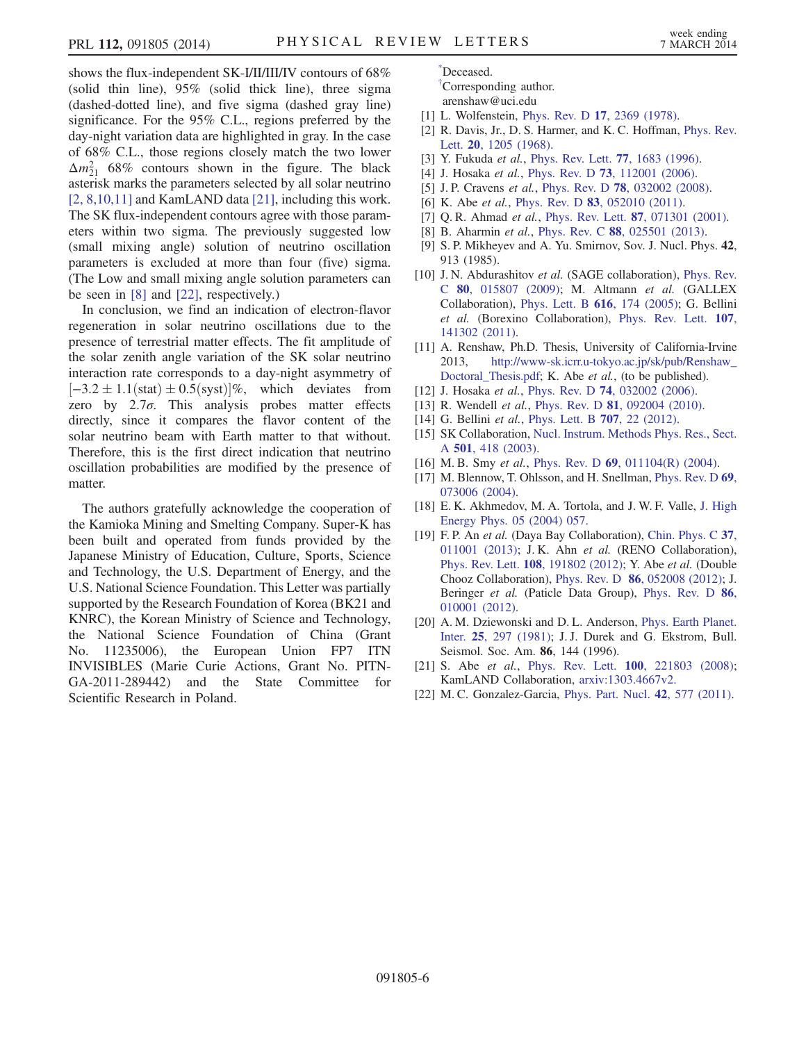shows the flux-independent SK-I/II/III/IV contours of 68% (solid thin line), 95% (solid thick line), three sigma (dashed-dotted line), and five sigma (dashed gray line) significance. For the 95% C.L., regions preferred by the day-night variation data are highlighted in gray. In the case of 68% C.L., those regions closely match the two lower $\Delta m^2_{21}$ 68% contours shown in the figure. The black asterisk marks the parameters selected by all solar neutrino [2, 8,10,11] and KamLAND data [21], including this work. The SK flux-independent contours agree with those parameters within two sigma. The previously suggested low (small mixing angle) solution of neutrino oscillation parameters is excluded at more than four (five) sigma. (The Low and small mixing angle solution parameters can be seen in [8] and [22], respectively.)

In conclusion, we find an indication of electron-flavor regeneration in solar neutrino oscillations due to the presence of terrestrial matter effects. The fit amplitude of the solar zenith angle variation of the SK solar neutrino interaction rate corresponds to a day-night asymmetry of $[-3.2 \pm 1.1(\text{stat}) \pm 0.5(\text{syst})]\%$, which deviates from zero by $2.7\sigma$. This analysis probes matter effects directly, since it compares the flavor content of the solar neutrino beam with Earth matter to that without. Therefore, this is the first direct indication that neutrino oscillation probabilities are modified by the presence of matter.

The authors gratefully acknowledge the cooperation of the Kamioka Mining and Smelting Company. Super-K has been built and operated from funds provided by the Japanese Ministry of Education, Culture, Sports, Science and Technology, the U.S. Department of Energy, and the U.S. National Science Foundation. This Letter was partially supported by the Research Foundation of Korea (BK21 and KNRC), the Korean Ministry of Science and Technology, the National Science Foundation of China (Grant No. 11235006), the European Union FP7 ITN INVISIBLES (Marie Curie Actions, Grant No. PITN-GA-2011-289442) and the State Committee for Scientific Research in Poland.

[*]Deceased.

[†]Corresponding author.
arenshaw@uci.edu

[1] L. Wolfenstein, Phys. Rev. D **17**, 2369 (1978).

[2] R. Davis, Jr., D. S. Harmer, and K. C. Hoffman, Phys. Rev. Lett. **20**, 1205 (1968).

[3] Y. Fukuda *et al.*, Phys. Rev. Lett. **77**, 1683 (1996).

[4] J. Hosaka *et al.*, Phys. Rev. D **73**, 112001 (2006).

[5] J. P. Cravens *et al.*, Phys. Rev. D **78**, 032002 (2008).

[6] K. Abe *et al.*, Phys. Rev. D **83**, 052010 (2011).

[7] Q. R. Ahmad *et al.*, Phys. Rev. Lett. **87**, 071301 (2001).

[8] B. Aharmin *et al.*, Phys. Rev. C **88**, 025501 (2013).

[9] S. P. Mikheyev and A. Yu. Smirnov, Sov. J. Nucl. Phys. **42**, 913 (1985).

[10] J. N. Abdurashitov *et al.* (SAGE collaboration), Phys. Rev. C **80**, 015807 (2009); M. Altmann *et al.* (GALLEX Collaboration), Phys. Lett. B **616**, 174 (2005); G. Bellini *et al.* (Borexino Collaboration), Phys. Rev. Lett. **107**, 141302 (2011).

[11] A. Renshaw, Ph.D. Thesis, University of California-Irvine 2013, http://www-sk.icrr.u-tokyo.ac.jp/sk/pub/Renshaw_Doctoral_Thesis.pdf; K. Abe *et al.*, (to be published).

[12] J. Hosaka *et al.*, Phys. Rev. D **74**, 032002 (2006).

[13] R. Wendell *et al.*, Phys. Rev. D **81**, 092004 (2010).

[14] G. Bellini *et al.*, Phys. Lett. B **707**, 22 (2012).

[15] SK Collaboration, Nucl. Instrum. Methods Phys. Res., Sect. A **501**, 418 (2003).

[16] M. B. Smy *et al.*, Phys. Rev. D **69**, 011104(R) (2004).

[17] M. Blennow, T. Ohlsson, and H. Snellman, Phys. Rev. D **69**, 073006 (2004).

[18] E. K. Akhmedov, M. A. Tortola, and J. W. F. Valle, J. High Energy Phys. 05 (2004) 057.

[19] F. P. An *et al.* (Daya Bay Collaboration), Chin. Phys. C **37**, 011001 (2013); J. K. Ahn *et al.* (RENO Collaboration), Phys. Rev. Lett. **108**, 191802 (2012); Y. Abe *et al.* (Double Chooz Collaboration), Phys. Rev. D **86**, 052008 (2012); J. Beringer *et al.* (Paticle Data Group), Phys. Rev. D **86**, 010001 (2012).

[20] A. M. Dziewonski and D. L. Anderson, Phys. Earth Planet. Inter. **25**, 297 (1981); J. J. Durek and G. Ekstrom, Bull. Seismol. Soc. Am. **86**, 144 (1996).

[21] S. Abe *et al.*, Phys. Rev. Lett. **100**, 221803 (2008); KamLAND Collaboration, arxiv:1303.4667v2.

[22] M. C. Gonzalez-Garcia, Phys. Part. Nucl. **42**, 577 (2011).